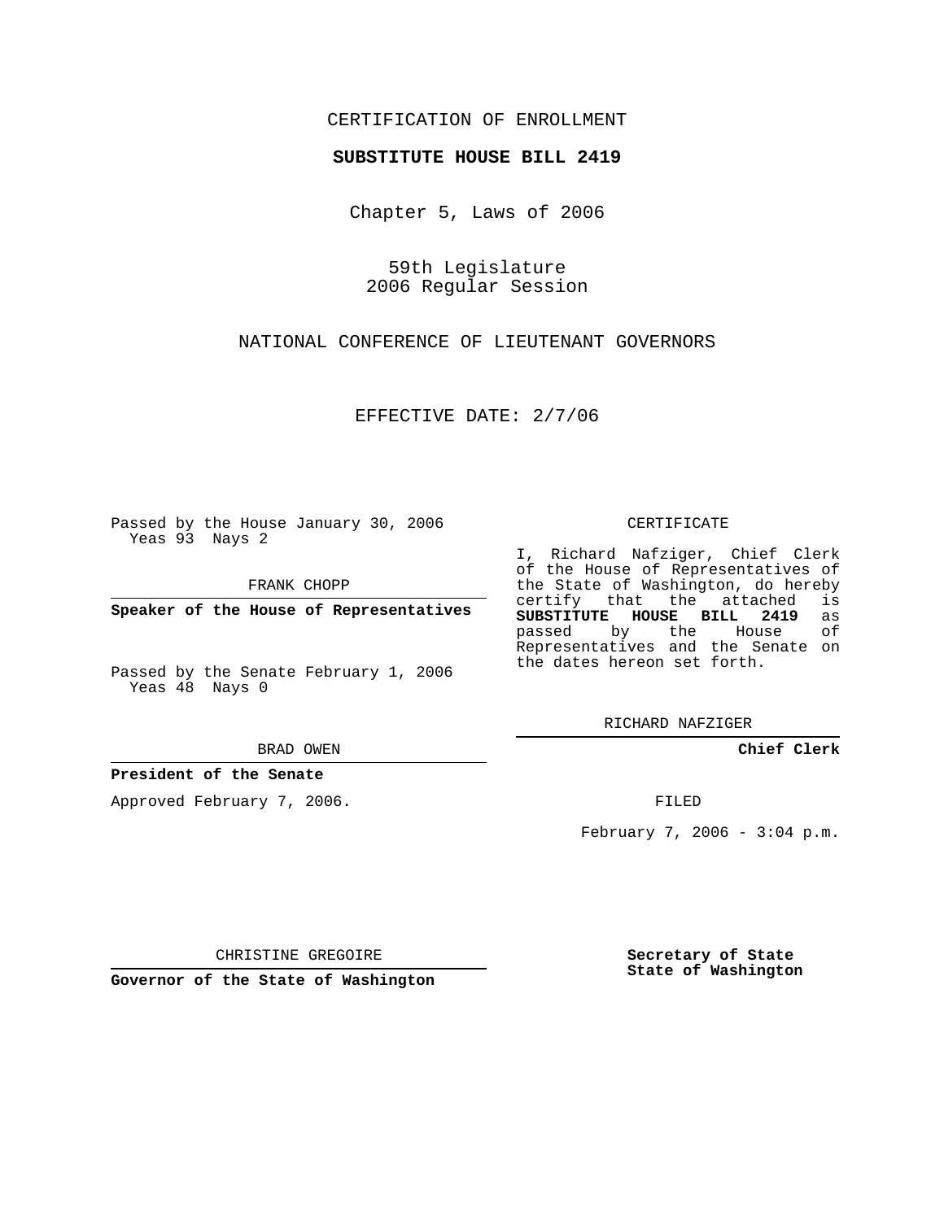CERTIFICATION OF ENROLLMENT

**SUBSTITUTE HOUSE BILL 2419**

Chapter 5, Laws of 2006

59th Legislature
2006 Regular Session

NATIONAL CONFERENCE OF LIEUTENANT GOVERNORS

EFFECTIVE DATE: 2/7/06

Passed by the House January 30, 2006
Yeas 93 Nays 2

FRANK CHOPP

**Speaker of the House of Representatives**

Passed by the Senate February 1, 2006
Yeas 48 Nays 0

BRAD OWEN

**President of the Senate**

Approved February 7, 2006.

CHRISTINE GREGOIRE

**Governor of the State of Washington**

CERTIFICATE

I, Richard Nafziger, Chief Clerk of the House of Representatives of the State of Washington, do hereby certify that the attached is **SUBSTITUTE HOUSE BILL 2419** as passed by the House of Representatives and the Senate on the dates hereon set forth.

RICHARD NAFZIGER

**Chief Clerk**

FILED

February 7, 2006 - 3:04 p.m.

**Secretary of State**
**State of Washington**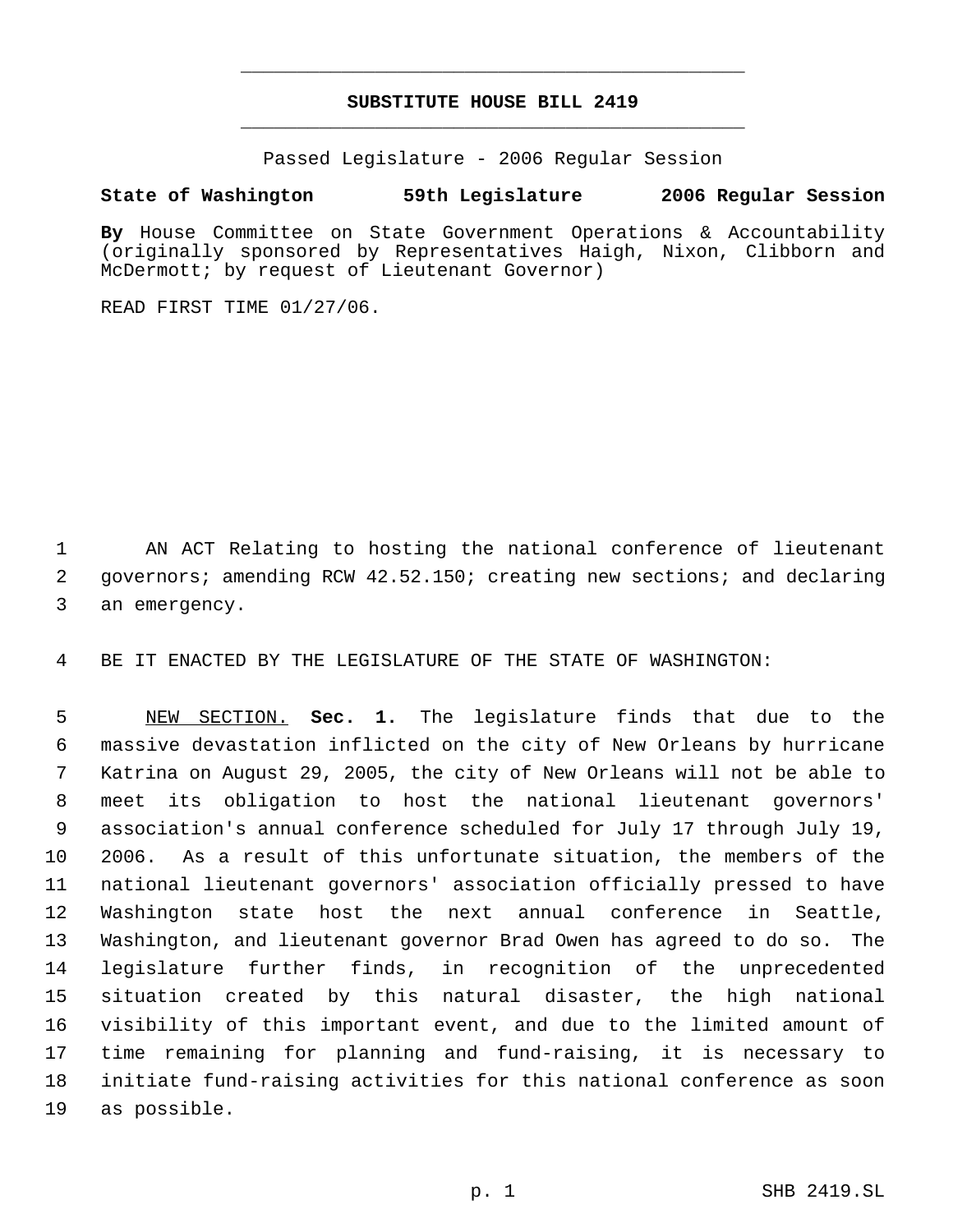# SUBSTITUTE HOUSE BILL 2419

Passed Legislature - 2006 Regular Session

**State of Washington 59th Legislature 2006 Regular Session**

**By** House Committee on State Government Operations & Accountability (originally sponsored by Representatives Haigh, Nixon, Clibborn and McDermott; by request of Lieutenant Governor)

READ FIRST TIME 01/27/06.

AN ACT Relating to hosting the national conference of lieutenant governors; amending RCW 42.52.150; creating new sections; and declaring an emergency.

BE IT ENACTED BY THE LEGISLATURE OF THE STATE OF WASHINGTON:

NEW SECTION. **Sec. 1.** The legislature finds that due to the massive devastation inflicted on the city of New Orleans by hurricane Katrina on August 29, 2005, the city of New Orleans will not be able to meet its obligation to host the national lieutenant governors' association's annual conference scheduled for July 17 through July 19, 2006. As a result of this unfortunate situation, the members of the national lieutenant governors' association officially pressed to have Washington state host the next annual conference in Seattle, Washington, and lieutenant governor Brad Owen has agreed to do so. The legislature further finds, in recognition of the unprecedented situation created by this natural disaster, the high national visibility of this important event, and due to the limited amount of time remaining for planning and fund-raising, it is necessary to initiate fund-raising activities for this national conference as soon as possible.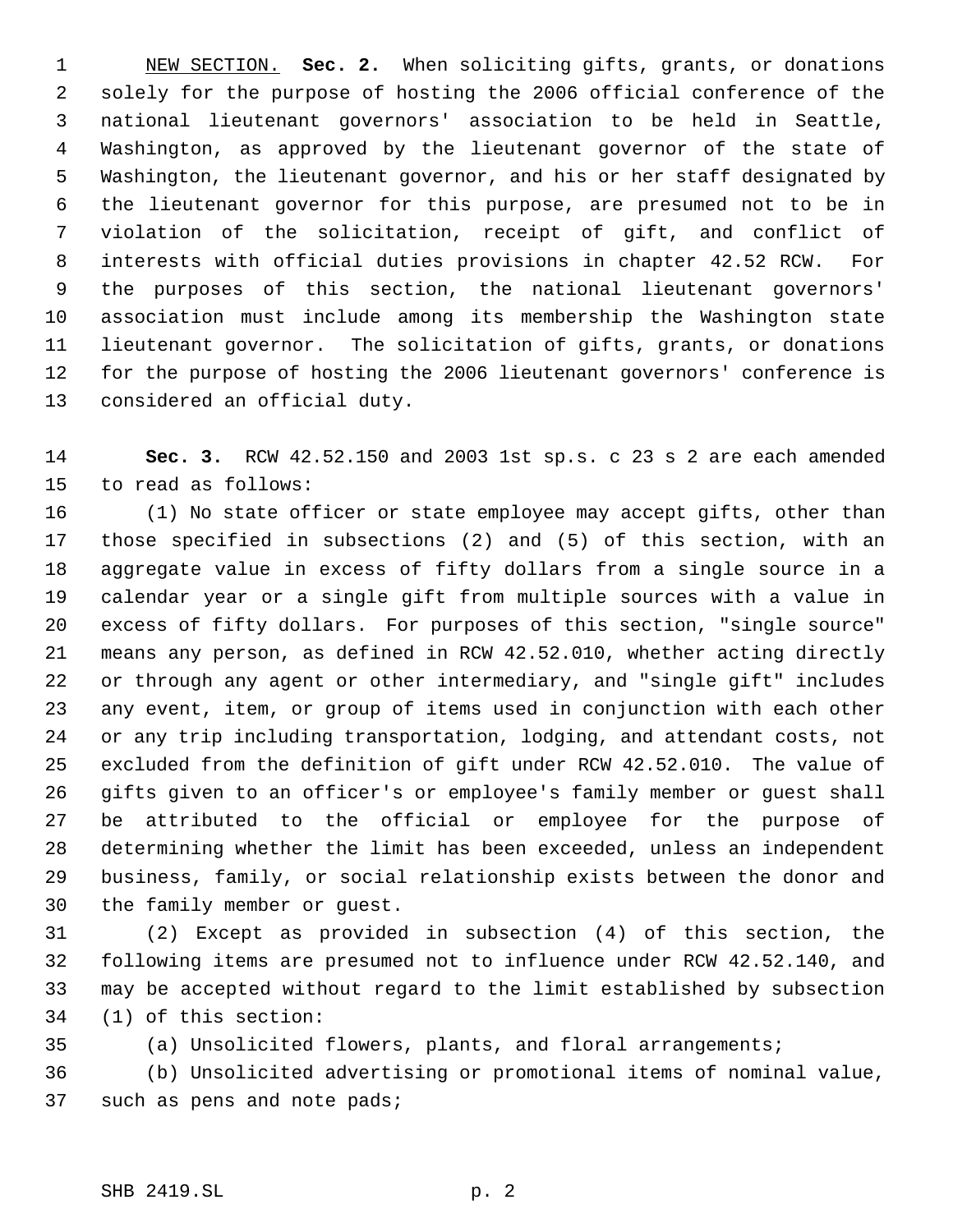NEW SECTION. **Sec. 2.** When soliciting gifts, grants, or donations solely for the purpose of hosting the 2006 official conference of the national lieutenant governors' association to be held in Seattle, Washington, as approved by the lieutenant governor of the state of Washington, the lieutenant governor, and his or her staff designated by the lieutenant governor for this purpose, are presumed not to be in violation of the solicitation, receipt of gift, and conflict of interests with official duties provisions in chapter 42.52 RCW. For the purposes of this section, the national lieutenant governors' association must include among its membership the Washington state lieutenant governor. The solicitation of gifts, grants, or donations for the purpose of hosting the 2006 lieutenant governors' conference is considered an official duty.

**Sec. 3.** RCW 42.52.150 and 2003 1st sp.s. c 23 s 2 are each amended to read as follows:

(1) No state officer or state employee may accept gifts, other than those specified in subsections (2) and (5) of this section, with an aggregate value in excess of fifty dollars from a single source in a calendar year or a single gift from multiple sources with a value in excess of fifty dollars. For purposes of this section, "single source" means any person, as defined in RCW 42.52.010, whether acting directly or through any agent or other intermediary, and "single gift" includes any event, item, or group of items used in conjunction with each other or any trip including transportation, lodging, and attendant costs, not excluded from the definition of gift under RCW 42.52.010. The value of gifts given to an officer's or employee's family member or guest shall be attributed to the official or employee for the purpose of determining whether the limit has been exceeded, unless an independent business, family, or social relationship exists between the donor and the family member or guest.

(2) Except as provided in subsection (4) of this section, the following items are presumed not to influence under RCW 42.52.140, and may be accepted without regard to the limit established by subsection (1) of this section:

(a) Unsolicited flowers, plants, and floral arrangements;

(b) Unsolicited advertising or promotional items of nominal value, such as pens and note pads;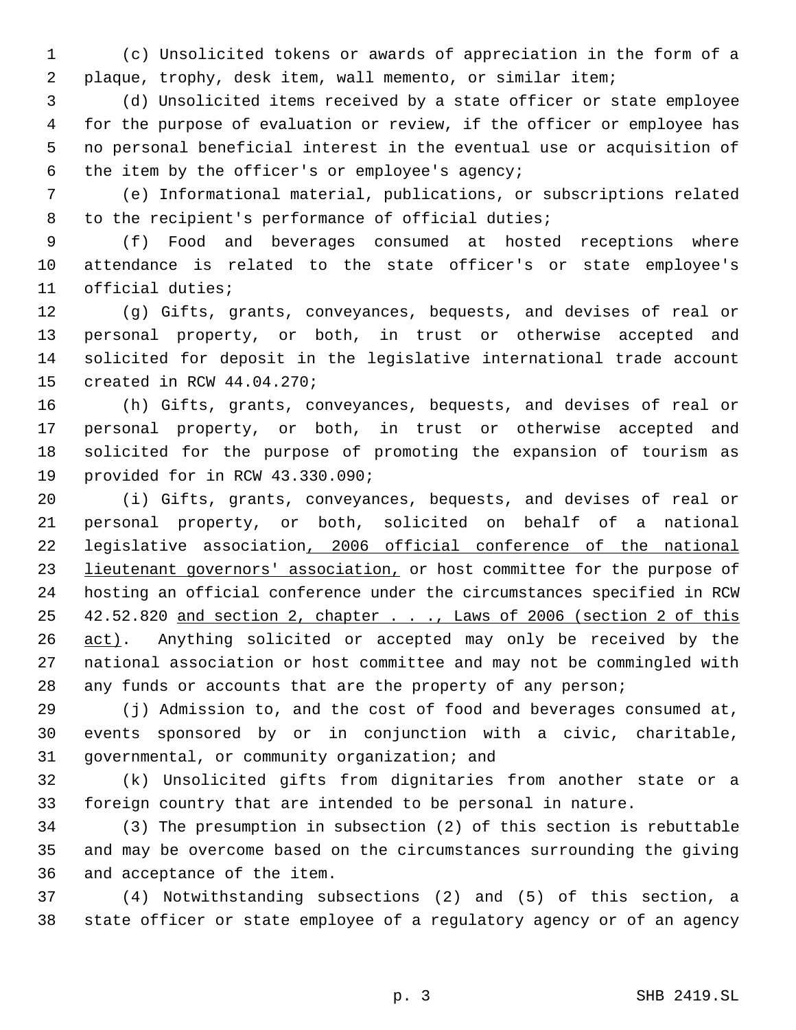(c) Unsolicited tokens or awards of appreciation in the form of a plaque, trophy, desk item, wall memento, or similar item;

(d) Unsolicited items received by a state officer or state employee for the purpose of evaluation or review, if the officer or employee has no personal beneficial interest in the eventual use or acquisition of the item by the officer's or employee's agency;

(e) Informational material, publications, or subscriptions related to the recipient's performance of official duties;

(f) Food and beverages consumed at hosted receptions where attendance is related to the state officer's or state employee's official duties;

(g) Gifts, grants, conveyances, bequests, and devises of real or personal property, or both, in trust or otherwise accepted and solicited for deposit in the legislative international trade account created in RCW 44.04.270;

(h) Gifts, grants, conveyances, bequests, and devises of real or personal property, or both, in trust or otherwise accepted and solicited for the purpose of promoting the expansion of tourism as provided for in RCW 43.330.090;

(i) Gifts, grants, conveyances, bequests, and devises of real or personal property, or both, solicited on behalf of a national legislative association<u>, 2006 official conference of the national lieutenant governors' association,</u> or host committee for the purpose of hosting an official conference under the circumstances specified in RCW 42.52.820 <u>and section 2, chapter . . ., Laws of 2006 (section 2 of this act)</u>. Anything solicited or accepted may only be received by the national association or host committee and may not be commingled with any funds or accounts that are the property of any person;

(j) Admission to, and the cost of food and beverages consumed at, events sponsored by or in conjunction with a civic, charitable, governmental, or community organization; and

(k) Unsolicited gifts from dignitaries from another state or a foreign country that are intended to be personal in nature.

(3) The presumption in subsection (2) of this section is rebuttable and may be overcome based on the circumstances surrounding the giving and acceptance of the item.

(4) Notwithstanding subsections (2) and (5) of this section, a state officer or state employee of a regulatory agency or of an agency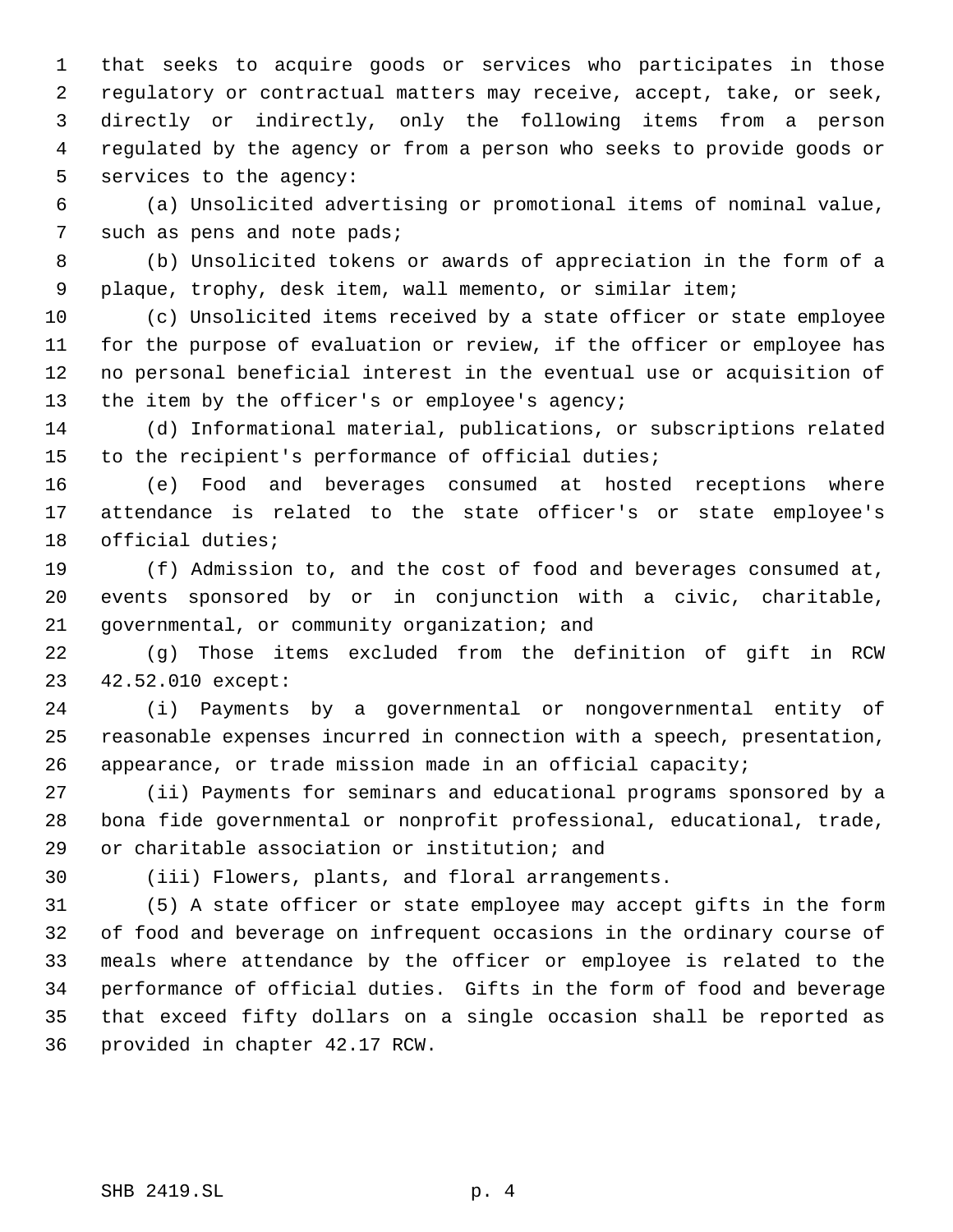that seeks to acquire goods or services who participates in those regulatory or contractual matters may receive, accept, take, or seek, directly or indirectly, only the following items from a person regulated by the agency or from a person who seeks to provide goods or services to the agency:

(a) Unsolicited advertising or promotional items of nominal value, such as pens and note pads;

(b) Unsolicited tokens or awards of appreciation in the form of a plaque, trophy, desk item, wall memento, or similar item;

(c) Unsolicited items received by a state officer or state employee for the purpose of evaluation or review, if the officer or employee has no personal beneficial interest in the eventual use or acquisition of the item by the officer's or employee's agency;

(d) Informational material, publications, or subscriptions related to the recipient's performance of official duties;

(e) Food and beverages consumed at hosted receptions where attendance is related to the state officer's or state employee's official duties;

(f) Admission to, and the cost of food and beverages consumed at, events sponsored by or in conjunction with a civic, charitable, governmental, or community organization; and

(g) Those items excluded from the definition of gift in RCW 42.52.010 except:

(i) Payments by a governmental or nongovernmental entity of reasonable expenses incurred in connection with a speech, presentation, appearance, or trade mission made in an official capacity;

(ii) Payments for seminars and educational programs sponsored by a bona fide governmental or nonprofit professional, educational, trade, or charitable association or institution; and

(iii) Flowers, plants, and floral arrangements.

(5) A state officer or state employee may accept gifts in the form of food and beverage on infrequent occasions in the ordinary course of meals where attendance by the officer or employee is related to the performance of official duties. Gifts in the form of food and beverage that exceed fifty dollars on a single occasion shall be reported as provided in chapter 42.17 RCW.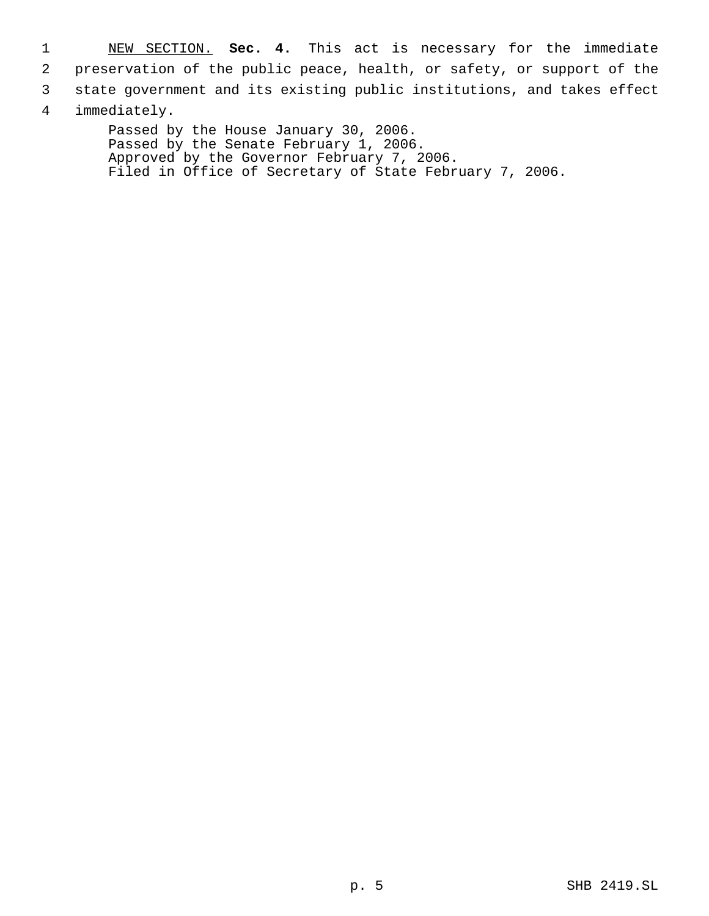NEW SECTION. **Sec. 4.** This act is necessary for the immediate preservation of the public peace, health, or safety, or support of the state government and its existing public institutions, and takes effect immediately.

Passed by the House January 30, 2006.
Passed by the Senate February 1, 2006.
Approved by the Governor February 7, 2006.
Filed in Office of Secretary of State February 7, 2006.